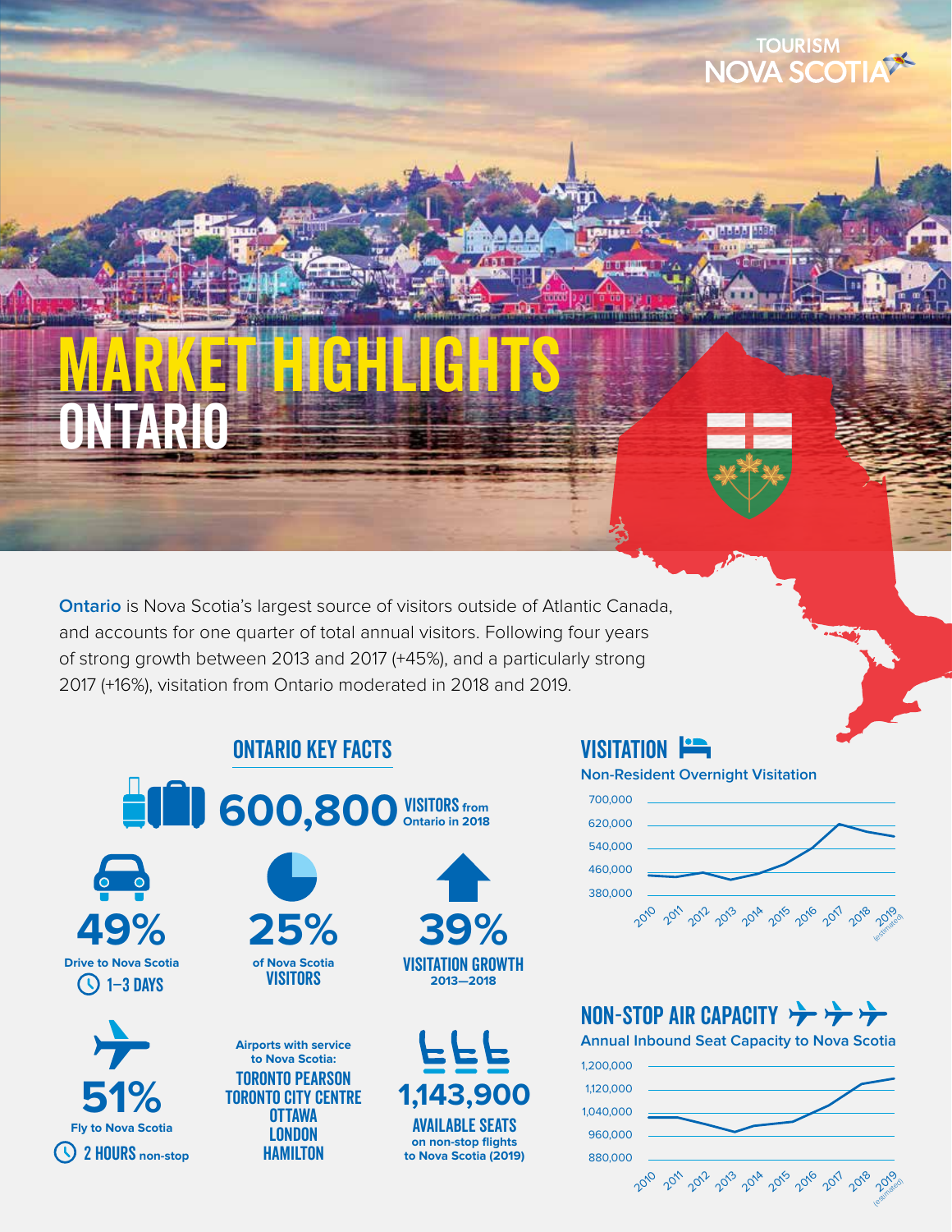TOURISM NOVA SCOTIA

# MARKET HIGHLIGHTS
# ONTARIO

**Ontario** is Nova Scotia's largest source of visitors outside of Atlantic Canada, and accounts for one quarter of total annual visitors. Following four years of strong growth between 2013 and 2017 (+45%), and a particularly strong 2017 (+16%), visitation from Ontario moderated in 2018 and 2019.

## ONTARIO KEY FACTS

**600,800** VISITORS from Ontario in 2018

**49%** Drive to Nova Scotia — 1–3 DAYS

**25%** of Nova Scotia VISITORS

**39%** VISITATION GROWTH 2013—2018

**51%** Fly to Nova Scotia — 2 HOURS non-stop

Airports with service to Nova Scotia:
- TORONTO PEARSON
- TORONTO CITY CENTRE
- OTTAWA
- LONDON
- HAMILTON

**1,143,900** AVAILABLE SEATS on non-stop flights to Nova Scotia (2019)

## VISITATION

Non-Resident Overnight Visitation

(Line chart, y-axis 380,000–700,000; x-axis 2010–2019 (estimated))

## NON-STOP AIR CAPACITY

Annual Inbound Seat Capacity to Nova Scotia

(Line chart, y-axis 880,000–1,200,000; x-axis 2010–2019 (estimated))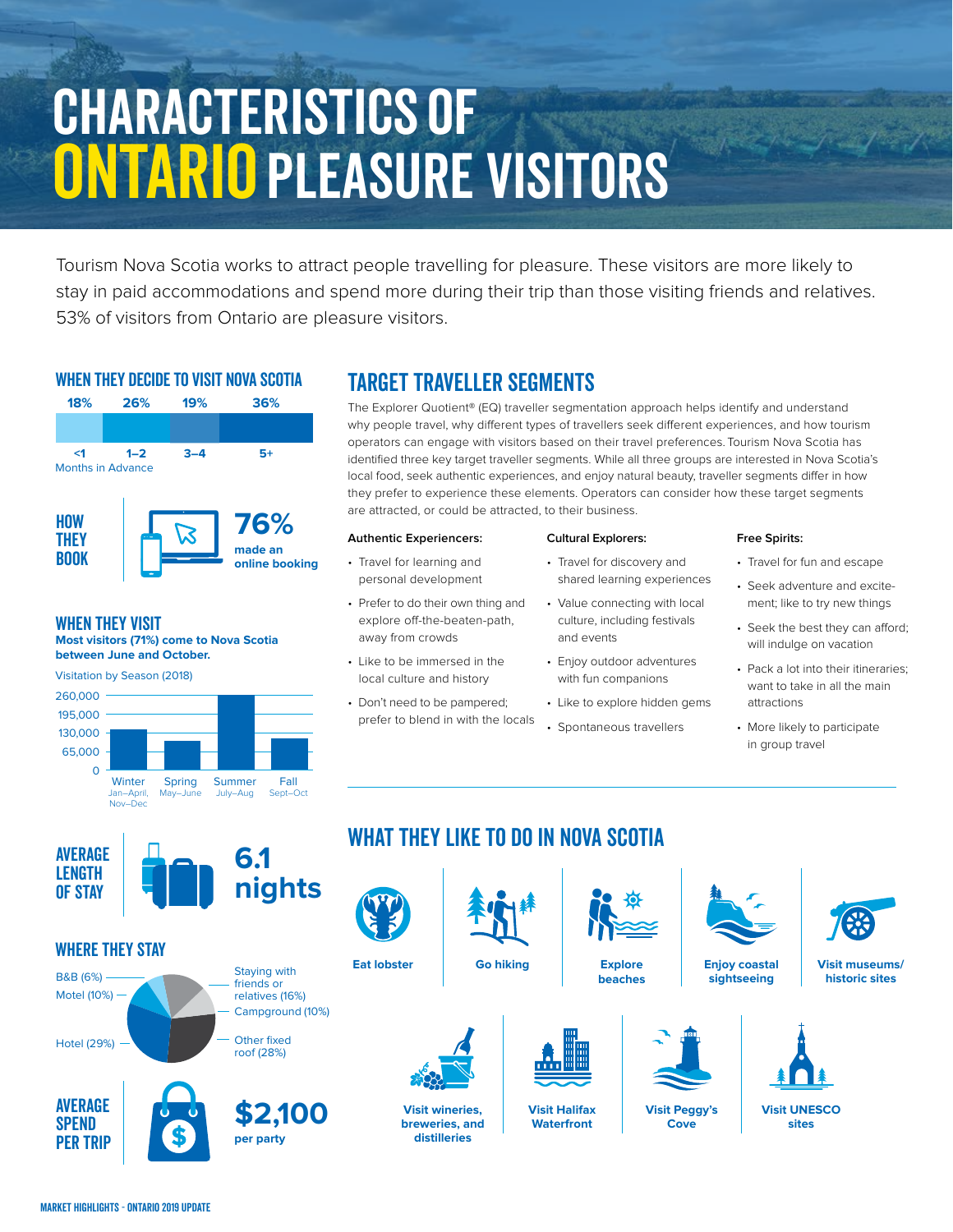# CHARACTERISTICS OF ONTARIO PLEASURE VISITORS

Tourism Nova Scotia works to attract people travelling for pleasure. These visitors are more likely to stay in paid accommodations and spend more during their trip than those visiting friends and relatives. 53% of visitors from Ontario are pleasure visitors.

## WHEN THEY DECIDE TO VISIT NOVA SCOTIA

| 18% | 26% | 19% | 36% |
|---|---|---|---|
| <1 | 1–2 | 3–4 | 5+ |

Months in Advance

## HOW THEY BOOK

**76%** made an online booking

## WHEN THEY VISIT

**Most visitors (71%) come to Nova Scotia between June and October.**

Visitation by Season (2018)

Seasons: Winter (Jan–April, Nov–Dec), Spring (May–June), Summer (July–Aug), Fall (Sept–Oct)

## AVERAGE LENGTH OF STAY

**6.1 nights**

## WHERE THEY STAY

- B&B (6%)
- Motel (10%)
- Hotel (29%)
- Staying with friends or relatives (16%)
- Campground (10%)
- Other fixed roof (28%)

## AVERAGE SPEND PER TRIP

**$2,100** per party

## TARGET TRAVELLER SEGMENTS

The Explorer Quotient® (EQ) traveller segmentation approach helps identify and understand why people travel, why different types of travellers seek different experiences, and how tourism operators can engage with visitors based on their travel preferences. Tourism Nova Scotia has identified three key target traveller segments. While all three groups are interested in Nova Scotia's local food, seek authentic experiences, and enjoy natural beauty, traveller segments differ in how they prefer to experience these elements. Operators can consider how these target segments are attracted, or could be attracted, to their business.

**Authentic Experiencers:**

- Travel for learning and personal development
- Prefer to do their own thing and explore off-the-beaten-path, away from crowds
- Like to be immersed in the local culture and history
- Don't need to be pampered; prefer to blend in with the locals

**Cultural Explorers:**

- Travel for discovery and shared learning experiences
- Value connecting with local culture, including festivals and events
- Enjoy outdoor adventures with fun companions
- Like to explore hidden gems
- Spontaneous travellers

**Free Spirits:**

- Travel for fun and escape
- Seek adventure and excitement; like to try new things
- Seek the best they can afford; will indulge on vacation
- Pack a lot into their itineraries; want to take in all the main attractions
- More likely to participate in group travel

## WHAT THEY LIKE TO DO IN NOVA SCOTIA

- Eat lobster
- Go hiking
- Explore beaches
- Enjoy coastal sightseeing
- Visit museums/historic sites
- Visit wineries, breweries, and distilleries
- Visit Halifax Waterfront
- Visit Peggy's Cove
- Visit UNESCO sites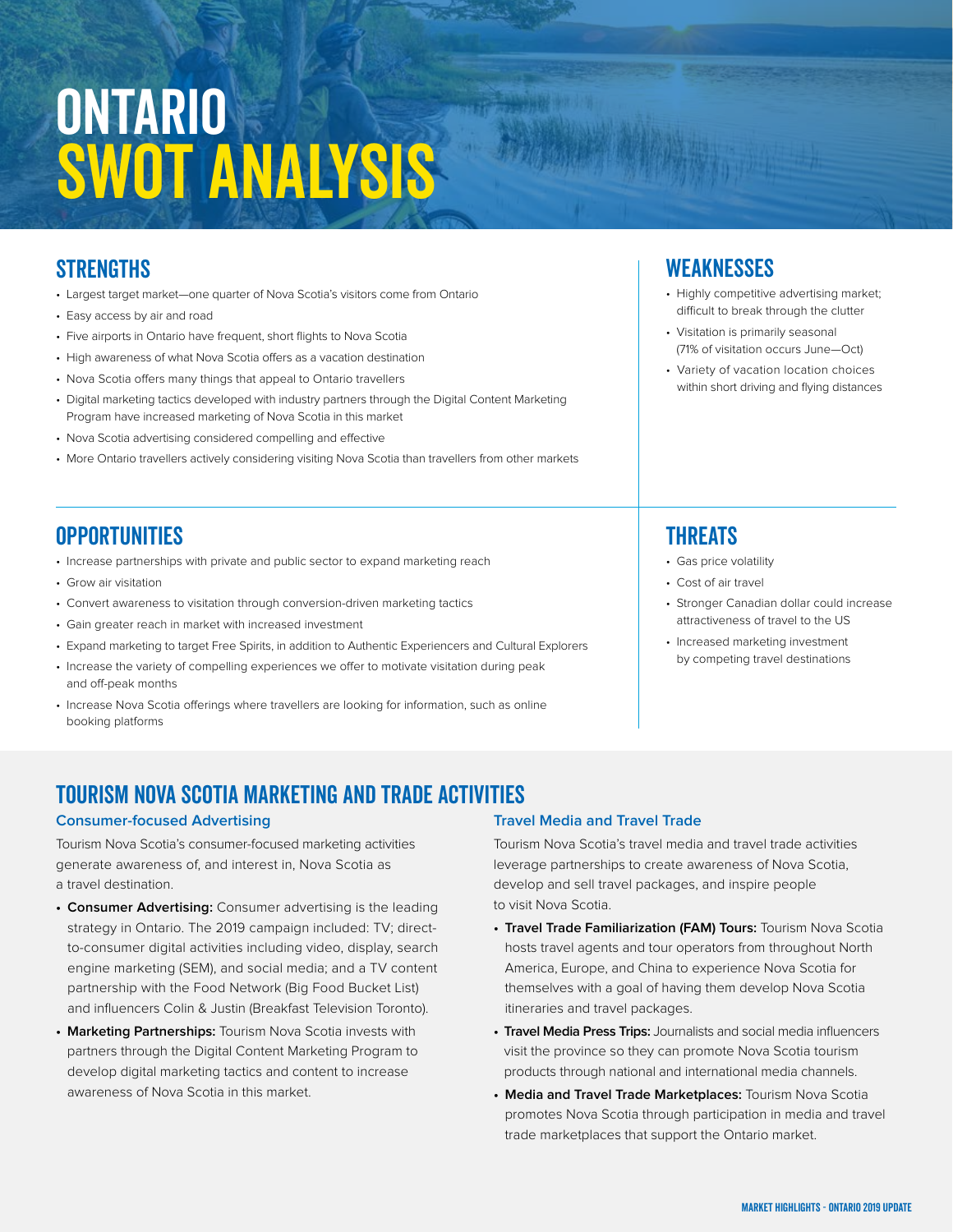# ONTARIO SWOT ANALYSIS

## STRENGTHS

- Largest target market—one quarter of Nova Scotia's visitors come from Ontario
- Easy access by air and road
- Five airports in Ontario have frequent, short flights to Nova Scotia
- High awareness of what Nova Scotia offers as a vacation destination
- Nova Scotia offers many things that appeal to Ontario travellers
- Digital marketing tactics developed with industry partners through the Digital Content Marketing Program have increased marketing of Nova Scotia in this market
- Nova Scotia advertising considered compelling and effective
- More Ontario travellers actively considering visiting Nova Scotia than travellers from other markets

## WEAKNESSES

- Highly competitive advertising market; difficult to break through the clutter
- Visitation is primarily seasonal (71% of visitation occurs June—Oct)
- Variety of vacation location choices within short driving and flying distances

## OPPORTUNITIES

- Increase partnerships with private and public sector to expand marketing reach
- Grow air visitation
- Convert awareness to visitation through conversion-driven marketing tactics
- Gain greater reach in market with increased investment
- Expand marketing to target Free Spirits, in addition to Authentic Experiencers and Cultural Explorers
- Increase the variety of compelling experiences we offer to motivate visitation during peak and off-peak months
- Increase Nova Scotia offerings where travellers are looking for information, such as online booking platforms

## THREATS

- Gas price volatility
- Cost of air travel
- Stronger Canadian dollar could increase attractiveness of travel to the US
- Increased marketing investment by competing travel destinations

## TOURISM NOVA SCOTIA MARKETING AND TRADE ACTIVITIES

### Consumer-focused Advertising

Tourism Nova Scotia's consumer-focused marketing activities generate awareness of, and interest in, Nova Scotia as a travel destination.

- **Consumer Advertising:** Consumer advertising is the leading strategy in Ontario. The 2019 campaign included: TV; direct-to-consumer digital activities including video, display, search engine marketing (SEM), and social media; and a TV content partnership with the Food Network (Big Food Bucket List) and influencers Colin & Justin (Breakfast Television Toronto).
- **Marketing Partnerships:** Tourism Nova Scotia invests with partners through the Digital Content Marketing Program to develop digital marketing tactics and content to increase awareness of Nova Scotia in this market.

### Travel Media and Travel Trade

Tourism Nova Scotia's travel media and travel trade activities leverage partnerships to create awareness of Nova Scotia, develop and sell travel packages, and inspire people to visit Nova Scotia.

- **Travel Trade Familiarization (FAM) Tours:** Tourism Nova Scotia hosts travel agents and tour operators from throughout North America, Europe, and China to experience Nova Scotia for themselves with a goal of having them develop Nova Scotia itineraries and travel packages.
- **Travel Media Press Trips:** Journalists and social media influencers visit the province so they can promote Nova Scotia tourism products through national and international media channels.
- **Media and Travel Trade Marketplaces:** Tourism Nova Scotia promotes Nova Scotia through participation in media and travel trade marketplaces that support the Ontario market.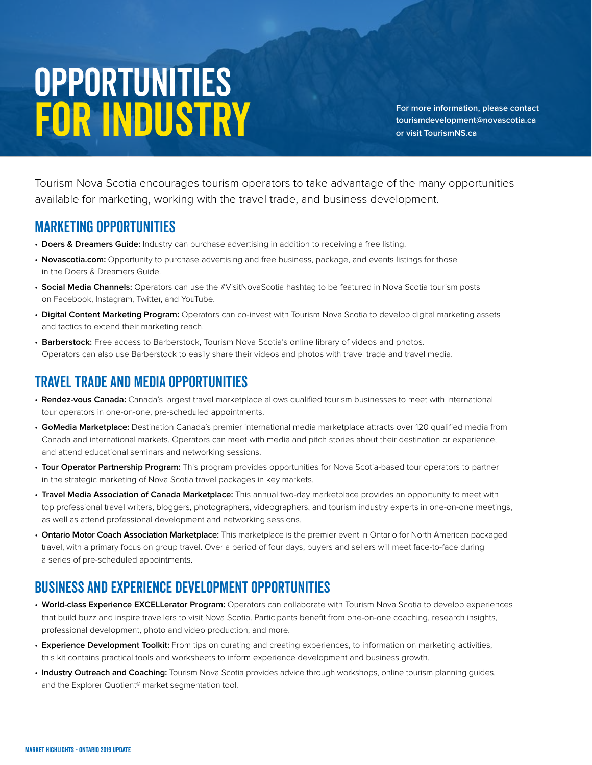# OPPORTUNITIES FOR INDUSTRY

For more information, please contact tourismdevelopment@novascotia.ca or visit TourismNS.ca

Tourism Nova Scotia encourages tourism operators to take advantage of the many opportunities available for marketing, working with the travel trade, and business development.

## MARKETING OPPORTUNITIES

- **Doers & Dreamers Guide:** Industry can purchase advertising in addition to receiving a free listing.
- **Novascotia.com:** Opportunity to purchase advertising and free business, package, and events listings for those in the Doers & Dreamers Guide.
- **Social Media Channels:** Operators can use the #VisitNovaScotia hashtag to be featured in Nova Scotia tourism posts on Facebook, Instagram, Twitter, and YouTube.
- **Digital Content Marketing Program:** Operators can co-invest with Tourism Nova Scotia to develop digital marketing assets and tactics to extend their marketing reach.
- **Barberstock:** Free access to Barberstock, Tourism Nova Scotia's online library of videos and photos. Operators can also use Barberstock to easily share their videos and photos with travel trade and travel media.

## TRAVEL TRADE AND MEDIA OPPORTUNITIES

- **Rendez-vous Canada:** Canada's largest travel marketplace allows qualified tourism businesses to meet with international tour operators in one-on-one, pre-scheduled appointments.
- **GoMedia Marketplace:** Destination Canada's premier international media marketplace attracts over 120 qualified media from Canada and international markets. Operators can meet with media and pitch stories about their destination or experience, and attend educational seminars and networking sessions.
- **Tour Operator Partnership Program:** This program provides opportunities for Nova Scotia-based tour operators to partner in the strategic marketing of Nova Scotia travel packages in key markets.
- **Travel Media Association of Canada Marketplace:** This annual two-day marketplace provides an opportunity to meet with top professional travel writers, bloggers, photographers, videographers, and tourism industry experts in one-on-one meetings, as well as attend professional development and networking sessions.
- **Ontario Motor Coach Association Marketplace:** This marketplace is the premier event in Ontario for North American packaged travel, with a primary focus on group travel. Over a period of four days, buyers and sellers will meet face-to-face during a series of pre-scheduled appointments.

## BUSINESS AND EXPERIENCE DEVELOPMENT OPPORTUNITIES

- **World-class Experience EXCELLerator Program:** Operators can collaborate with Tourism Nova Scotia to develop experiences that build buzz and inspire travellers to visit Nova Scotia. Participants benefit from one-on-one coaching, research insights, professional development, photo and video production, and more.
- **Experience Development Toolkit:** From tips on curating and creating experiences, to information on marketing activities, this kit contains practical tools and worksheets to inform experience development and business growth.
- **Industry Outreach and Coaching:** Tourism Nova Scotia provides advice through workshops, online tourism planning guides, and the Explorer Quotient® market segmentation tool.